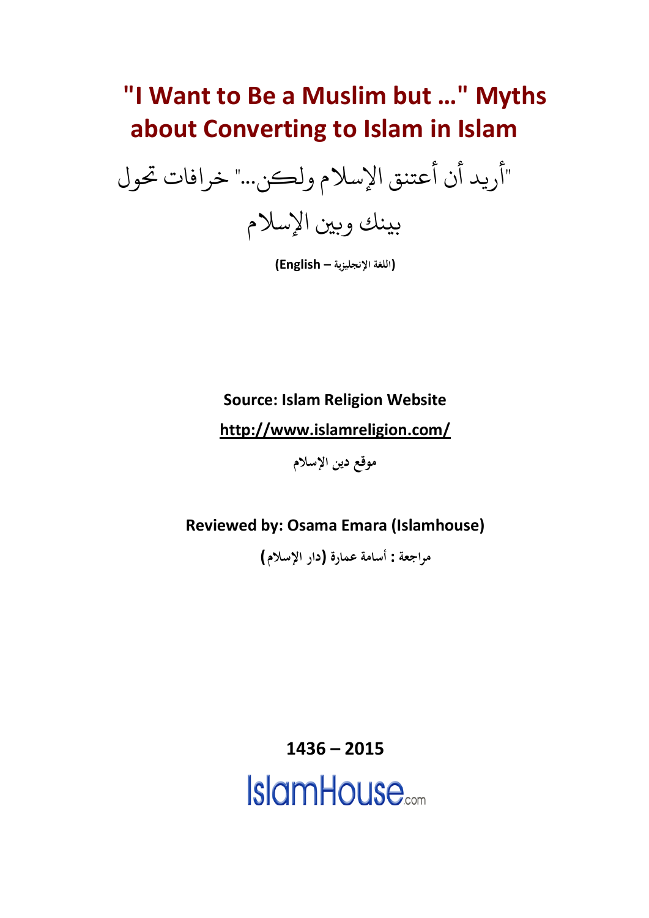# "I Want to Be a Muslim but …" Myths about Converting to Islam in Islam

# "أريد أن أعتنق الإسلام ولكن..." خرافات تحول بينك وبين الإسلام

**(English – اللغة الإنجليزية)**

**Source: Islam Religion Website**

**http://www.islamreligion.com/**

**موقع دين الإسلام**

**Reviewed by: Osama Emara (Islamhouse)**

**مراجعة : أسامة عمارة (دار الإسلام)**

**1436 – 2015**

IslamHouse.com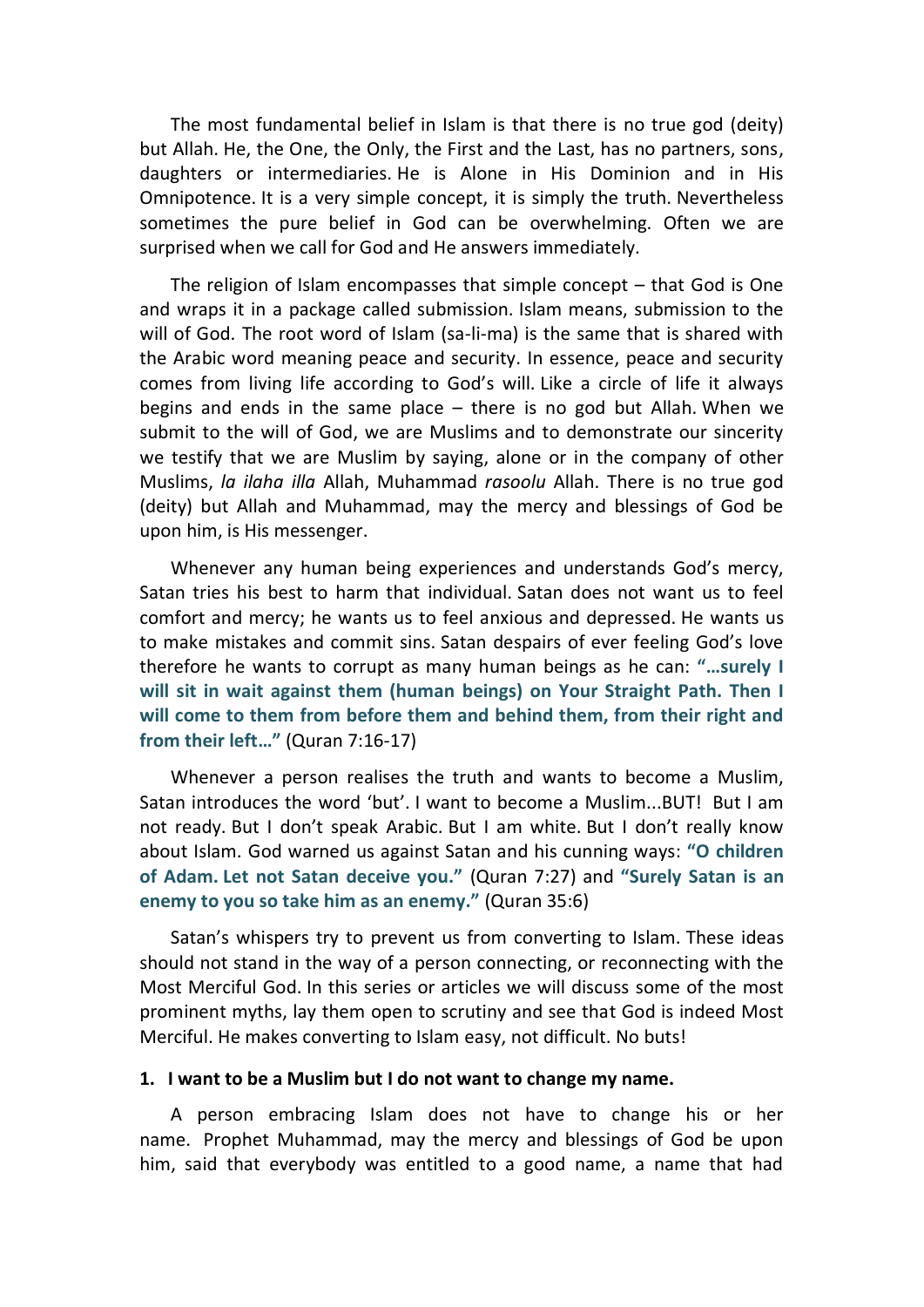The most fundamental belief in Islam is that there is no true god (deity) but Allah. He, the One, the Only, the First and the Last, has no partners, sons, daughters or intermediaries. He is Alone in His Dominion and in His Omnipotence. It is a very simple concept, it is simply the truth. Nevertheless sometimes the pure belief in God can be overwhelming. Often we are surprised when we call for God and He answers immediately.

The religion of Islam encompasses that simple concept – that God is One and wraps it in a package called submission. Islam means, submission to the will of God. The root word of Islam (sa-li-ma) is the same that is shared with the Arabic word meaning peace and security. In essence, peace and security comes from living life according to God's will. Like a circle of life it always begins and ends in the same place – there is no god but Allah. When we submit to the will of God, we are Muslims and to demonstrate our sincerity we testify that we are Muslim by saying, alone or in the company of other Muslims, *la ilaha illa* Allah, Muhammad *rasoolu* Allah. There is no true god (deity) but Allah and Muhammad, may the mercy and blessings of God be upon him, is His messenger.

Whenever any human being experiences and understands God's mercy, Satan tries his best to harm that individual. Satan does not want us to feel comfort and mercy; he wants us to feel anxious and depressed. He wants us to make mistakes and commit sins. Satan despairs of ever feeling God's love therefore he wants to corrupt as many human beings as he can: **"…surely I will sit in wait against them (human beings) on Your Straight Path. Then I will come to them from before them and behind them, from their right and from their left…"** (Quran 7:16-17)

Whenever a person realises the truth and wants to become a Muslim, Satan introduces the word 'but'. I want to become a Muslim...BUT! But I am not ready. But I don't speak Arabic. But I am white. But I don't really know about Islam. God warned us against Satan and his cunning ways: **"O children of Adam. Let not Satan deceive you."** (Quran 7:27) and **"Surely Satan is an enemy to you so take him as an enemy."** (Quran 35:6)

Satan's whispers try to prevent us from converting to Islam. These ideas should not stand in the way of a person connecting, or reconnecting with the Most Merciful God. In this series or articles we will discuss some of the most prominent myths, lay them open to scrutiny and see that God is indeed Most Merciful. He makes converting to Islam easy, not difficult. No buts!

**1. I want to be a Muslim but I do not want to change my name.**

A person embracing Islam does not have to change his or her name. Prophet Muhammad, may the mercy and blessings of God be upon him, said that everybody was entitled to a good name, a name that had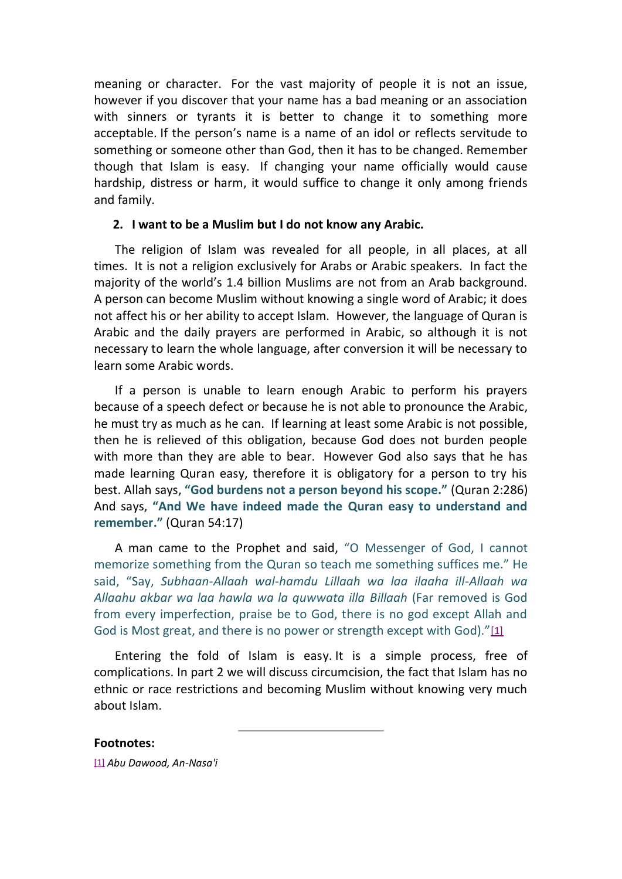meaning or character. For the vast majority of people it is not an issue, however if you discover that your name has a bad meaning or an association with sinners or tyrants it is better to change it to something more acceptable. If the person's name is a name of an idol or reflects servitude to something or someone other than God, then it has to be changed. Remember though that Islam is easy. If changing your name officially would cause hardship, distress or harm, it would suffice to change it only among friends and family.

2. **I want to be a Muslim but I do not know any Arabic.**

The religion of Islam was revealed for all people, in all places, at all times. It is not a religion exclusively for Arabs or Arabic speakers. In fact the majority of the world's 1.4 billion Muslims are not from an Arab background. A person can become Muslim without knowing a single word of Arabic; it does not affect his or her ability to accept Islam. However, the language of Quran is Arabic and the daily prayers are performed in Arabic, so although it is not necessary to learn the whole language, after conversion it will be necessary to learn some Arabic words.

If a person is unable to learn enough Arabic to perform his prayers because of a speech defect or because he is not able to pronounce the Arabic, he must try as much as he can. If learning at least some Arabic is not possible, then he is relieved of this obligation, because God does not burden people with more than they are able to bear. However God also says that he has made learning Quran easy, therefore it is obligatory for a person to try his best. Allah says, **"God burdens not a person beyond his scope."** (Quran 2:286) And says, **"And We have indeed made the Quran easy to understand and remember."** (Quran 54:17)

A man came to the Prophet and said, "O Messenger of God, I cannot memorize something from the Quran so teach me something suffices me." He said, "Say, *Subhaan-Allaah wal-hamdu Lillaah wa laa ilaaha ill-Allaah wa Allaahu akbar wa laa hawla wa la quwwata illa Billaah* (Far removed is God from every imperfection, praise be to God, there is no god except Allah and God is Most great, and there is no power or strength except with God)."[1]

Entering the fold of Islam is easy. It is a simple process, free of complications. In part 2 we will discuss circumcision, the fact that Islam has no ethnic or race restrictions and becoming Muslim without knowing very much about Islam.

---

**Footnotes:**

[1] *Abu Dawood, An-Nasa'i*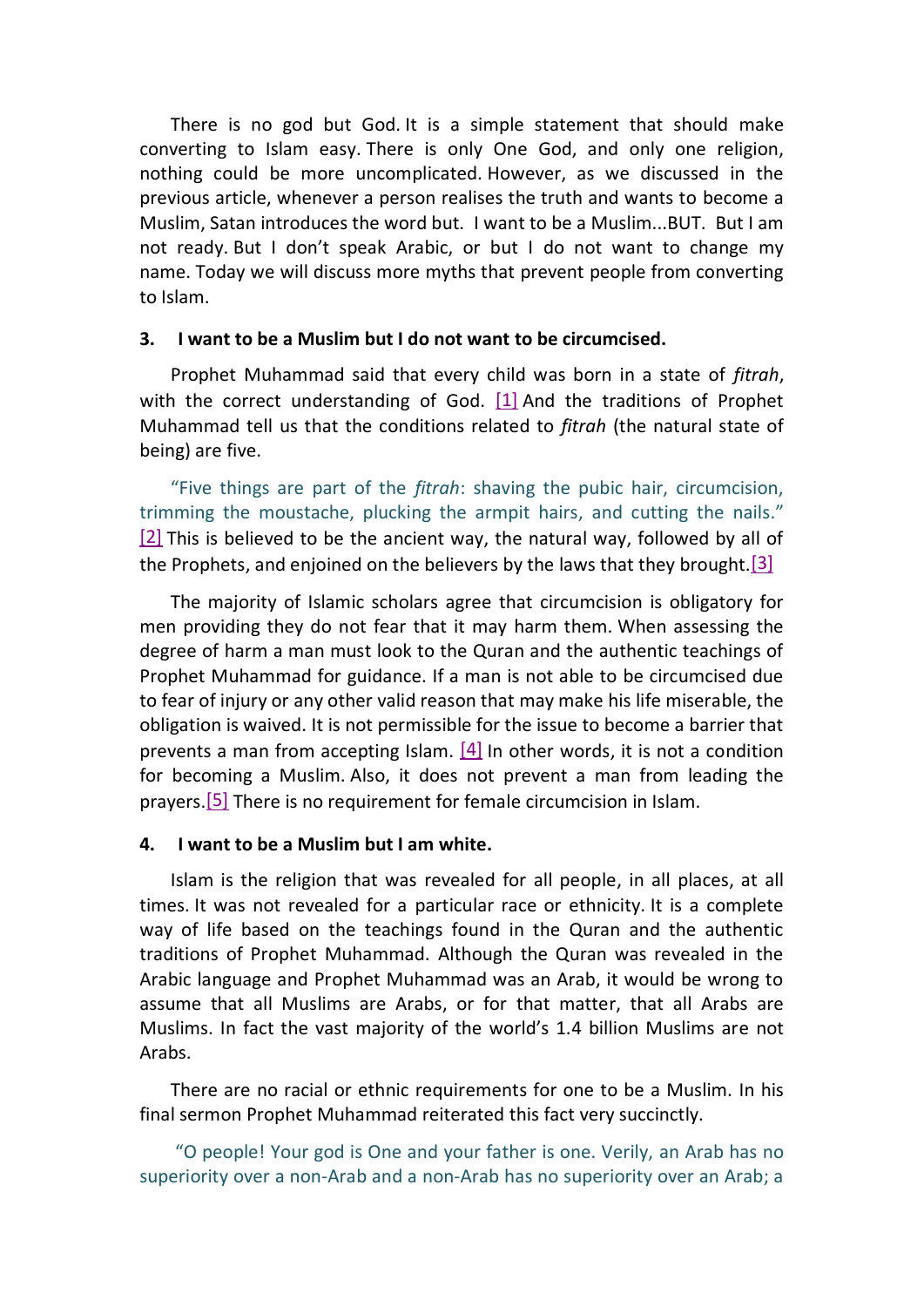There is no god but God. It is a simple statement that should make converting to Islam easy. There is only One God, and only one religion, nothing could be more uncomplicated. However, as we discussed in the previous article, whenever a person realises the truth and wants to become a Muslim, Satan introduces the word but. I want to be a Muslim...BUT. But I am not ready. But I don't speak Arabic, or but I do not want to change my name. Today we will discuss more myths that prevent people from converting to Islam.

### 3. I want to be a Muslim but I do not want to be circumcised.

Prophet Muhammad said that every child was born in a state of *fitrah*, with the correct understanding of God. [1] And the traditions of Prophet Muhammad tell us that the conditions related to *fitrah* (the natural state of being) are five.

> "Five things are part of the *fitrah*: shaving the pubic hair, circumcision, trimming the moustache, plucking the armpit hairs, and cutting the nails." [2]

This is believed to be the ancient way, the natural way, followed by all of the Prophets, and enjoined on the believers by the laws that they brought.[3]

The majority of Islamic scholars agree that circumcision is obligatory for men providing they do not fear that it may harm them. When assessing the degree of harm a man must look to the Quran and the authentic teachings of Prophet Muhammad for guidance. If a man is not able to be circumcised due to fear of injury or any other valid reason that may make his life miserable, the obligation is waived. It is not permissible for the issue to become a barrier that prevents a man from accepting Islam. [4] In other words, it is not a condition for becoming a Muslim. Also, it does not prevent a man from leading the prayers.[5] There is no requirement for female circumcision in Islam.

### 4. I want to be a Muslim but I am white.

Islam is the religion that was revealed for all people, in all places, at all times. It was not revealed for a particular race or ethnicity. It is a complete way of life based on the teachings found in the Quran and the authentic traditions of Prophet Muhammad. Although the Quran was revealed in the Arabic language and Prophet Muhammad was an Arab, it would be wrong to assume that all Muslims are Arabs, or for that matter, that all Arabs are Muslims. In fact the vast majority of the world's 1.4 billion Muslims are not Arabs.

There are no racial or ethnic requirements for one to be a Muslim. In his final sermon Prophet Muhammad reiterated this fact very succinctly.

> "O people! Your god is One and your father is one. Verily, an Arab has no superiority over a non-Arab and a non-Arab has no superiority over an Arab; a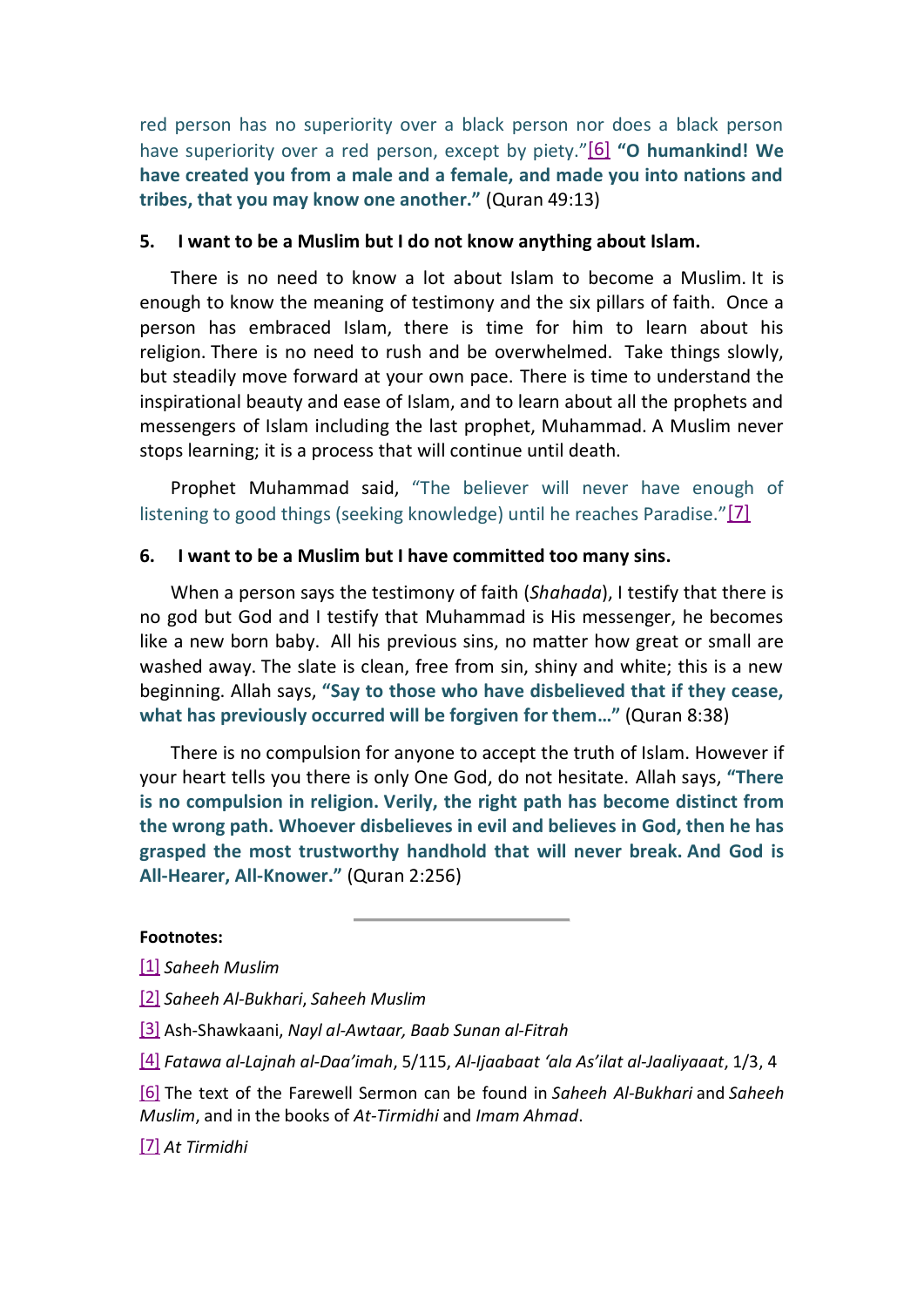red person has no superiority over a black person nor does a black person have superiority over a red person, except by piety."[6] **"O humankind! We have created you from a male and a female, and made you into nations and tribes, that you may know one another."** (Quran 49:13)

**5. I want to be a Muslim but I do not know anything about Islam.**

There is no need to know a lot about Islam to become a Muslim. It is enough to know the meaning of testimony and the six pillars of faith. Once a person has embraced Islam, there is time for him to learn about his religion. There is no need to rush and be overwhelmed. Take things slowly, but steadily move forward at your own pace. There is time to understand the inspirational beauty and ease of Islam, and to learn about all the prophets and messengers of Islam including the last prophet, Muhammad. A Muslim never stops learning; it is a process that will continue until death.

Prophet Muhammad said, "The believer will never have enough of listening to good things (seeking knowledge) until he reaches Paradise."[7]

**6. I want to be a Muslim but I have committed too many sins.**

When a person says the testimony of faith (*Shahada*), I testify that there is no god but God and I testify that Muhammad is His messenger, he becomes like a new born baby. All his previous sins, no matter how great or small are washed away. The slate is clean, free from sin, shiny and white; this is a new beginning. Allah says, **"Say to those who have disbelieved that if they cease, what has previously occurred will be forgiven for them…"** (Quran 8:38)

There is no compulsion for anyone to accept the truth of Islam. However if your heart tells you there is only One God, do not hesitate. Allah says, **"There is no compulsion in religion. Verily, the right path has become distinct from the wrong path. Whoever disbelieves in evil and believes in God, then he has grasped the most trustworthy handhold that will never break. And God is All-Hearer, All-Knower."** (Quran 2:256)

---

**Footnotes:**

[1] *Saheeh Muslim*

[2] *Saheeh Al-Bukhari*, *Saheeh Muslim*

[3] Ash-Shawkaani, *Nayl al-Awtaar, Baab Sunan al-Fitrah*

[4] *Fatawa al-Lajnah al-Daa'imah*, 5/115, *Al-Ijaabaat 'ala As'ilat al-Jaaliyaaat*, 1/3, 4

[6] The text of the Farewell Sermon can be found in *Saheeh Al-Bukhari* and *Saheeh Muslim*, and in the books of *At-Tirmidhi* and *Imam Ahmad*.

[7] *At Tirmidhi*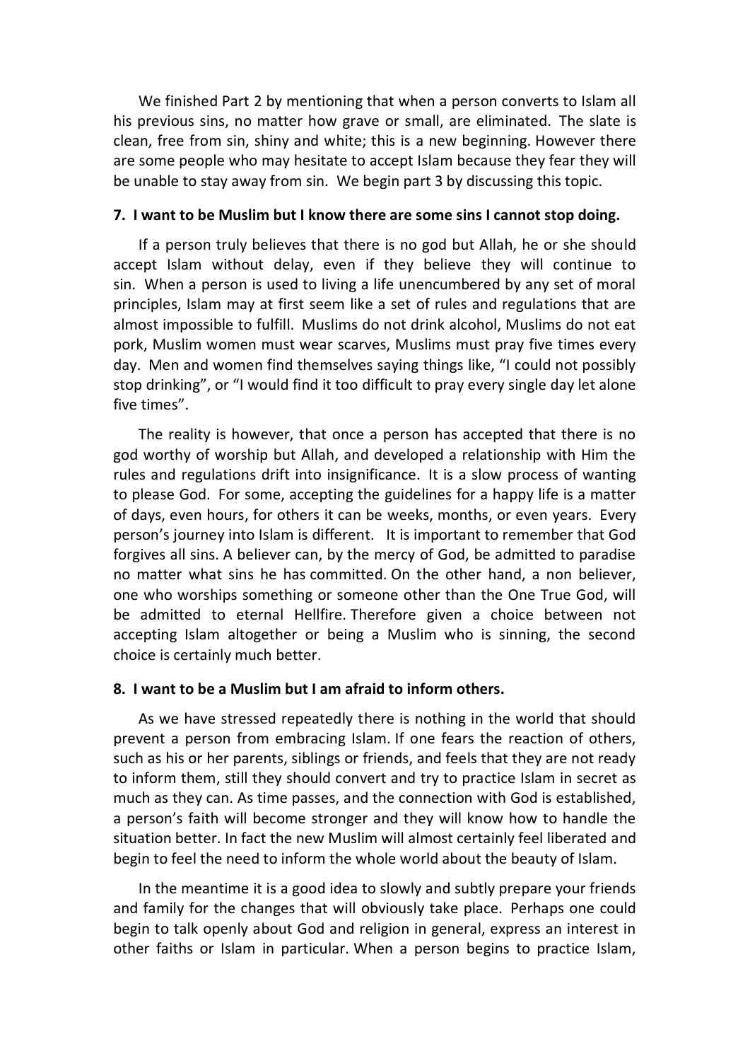We finished Part 2 by mentioning that when a person converts to Islam all his previous sins, no matter how grave or small, are eliminated. The slate is clean, free from sin, shiny and white; this is a new beginning. However there are some people who may hesitate to accept Islam because they fear they will be unable to stay away from sin. We begin part 3 by discussing this topic.

**7. I want to be Muslim but I know there are some sins I cannot stop doing.**

If a person truly believes that there is no god but Allah, he or she should accept Islam without delay, even if they believe they will continue to sin. When a person is used to living a life unencumbered by any set of moral principles, Islam may at first seem like a set of rules and regulations that are almost impossible to fulfill. Muslims do not drink alcohol, Muslims do not eat pork, Muslim women must wear scarves, Muslims must pray five times every day. Men and women find themselves saying things like, "I could not possibly stop drinking", or "I would find it too difficult to pray every single day let alone five times".

The reality is however, that once a person has accepted that there is no god worthy of worship but Allah, and developed a relationship with Him the rules and regulations drift into insignificance. It is a slow process of wanting to please God. For some, accepting the guidelines for a happy life is a matter of days, even hours, for others it can be weeks, months, or even years. Every person's journey into Islam is different. It is important to remember that God forgives all sins. A believer can, by the mercy of God, be admitted to paradise no matter what sins he has committed. On the other hand, a non believer, one who worships something or someone other than the One True God, will be admitted to eternal Hellfire. Therefore given a choice between not accepting Islam altogether or being a Muslim who is sinning, the second choice is certainly much better.

**8. I want to be a Muslim but I am afraid to inform others.**

As we have stressed repeatedly there is nothing in the world that should prevent a person from embracing Islam. If one fears the reaction of others, such as his or her parents, siblings or friends, and feels that they are not ready to inform them, still they should convert and try to practice Islam in secret as much as they can. As time passes, and the connection with God is established, a person's faith will become stronger and they will know how to handle the situation better. In fact the new Muslim will almost certainly feel liberated and begin to feel the need to inform the whole world about the beauty of Islam.

In the meantime it is a good idea to slowly and subtly prepare your friends and family for the changes that will obviously take place. Perhaps one could begin to talk openly about God and religion in general, express an interest in other faiths or Islam in particular. When a person begins to practice Islam,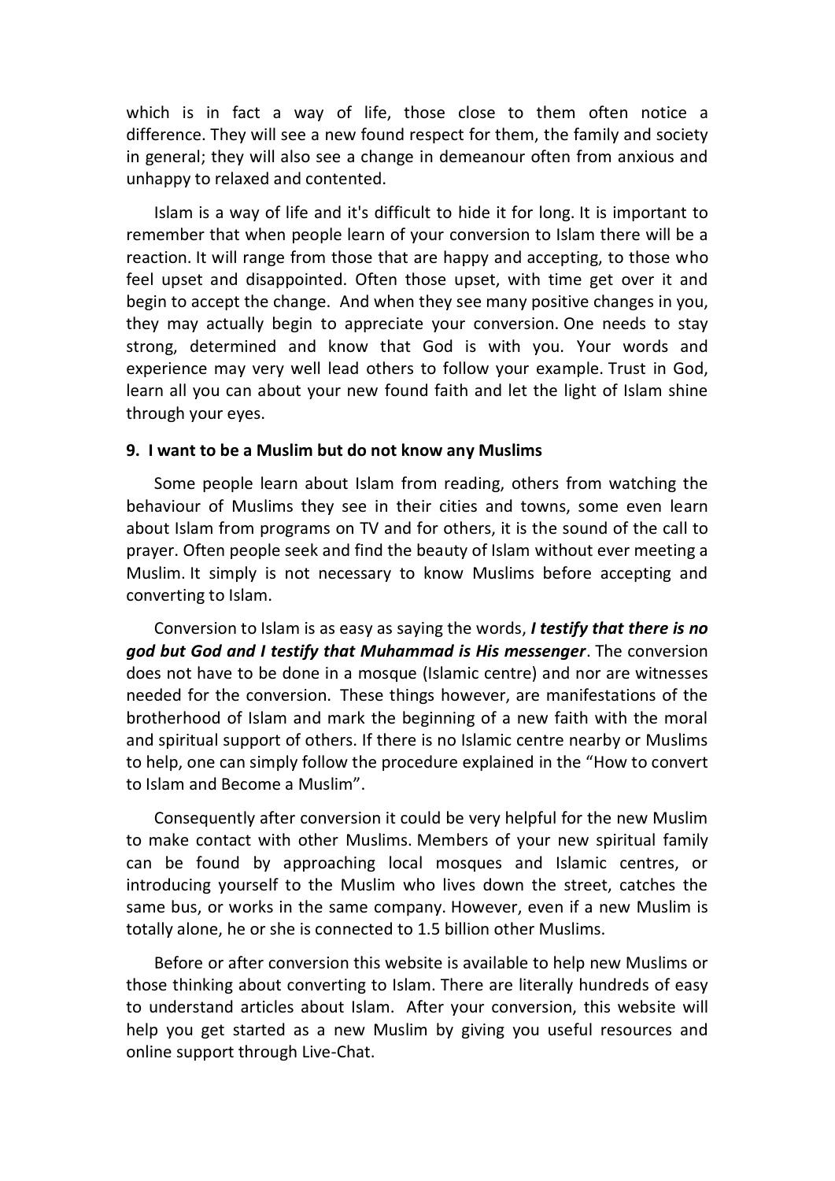which is in fact a way of life, those close to them often notice a difference. They will see a new found respect for them, the family and society in general; they will also see a change in demeanour often from anxious and unhappy to relaxed and contented.

Islam is a way of life and it's difficult to hide it for long. It is important to remember that when people learn of your conversion to Islam there will be a reaction. It will range from those that are happy and accepting, to those who feel upset and disappointed. Often those upset, with time get over it and begin to accept the change. And when they see many positive changes in you, they may actually begin to appreciate your conversion. One needs to stay strong, determined and know that God is with you. Your words and experience may very well lead others to follow your example. Trust in God, learn all you can about your new found faith and let the light of Islam shine through your eyes.

**9. I want to be a Muslim but do not know any Muslims**

Some people learn about Islam from reading, others from watching the behaviour of Muslims they see in their cities and towns, some even learn about Islam from programs on TV and for others, it is the sound of the call to prayer. Often people seek and find the beauty of Islam without ever meeting a Muslim. It simply is not necessary to know Muslims before accepting and converting to Islam.

Conversion to Islam is as easy as saying the words, ***I testify that there is no god but God and I testify that Muhammad is His messenger***. The conversion does not have to be done in a mosque (Islamic centre) and nor are witnesses needed for the conversion. These things however, are manifestations of the brotherhood of Islam and mark the beginning of a new faith with the moral and spiritual support of others. If there is no Islamic centre nearby or Muslims to help, one can simply follow the procedure explained in the "How to convert to Islam and Become a Muslim".

Consequently after conversion it could be very helpful for the new Muslim to make contact with other Muslims. Members of your new spiritual family can be found by approaching local mosques and Islamic centres, or introducing yourself to the Muslim who lives down the street, catches the same bus, or works in the same company. However, even if a new Muslim is totally alone, he or she is connected to 1.5 billion other Muslims.

Before or after conversion this website is available to help new Muslims or those thinking about converting to Islam. There are literally hundreds of easy to understand articles about Islam. After your conversion, this website will help you get started as a new Muslim by giving you useful resources and online support through Live-Chat.